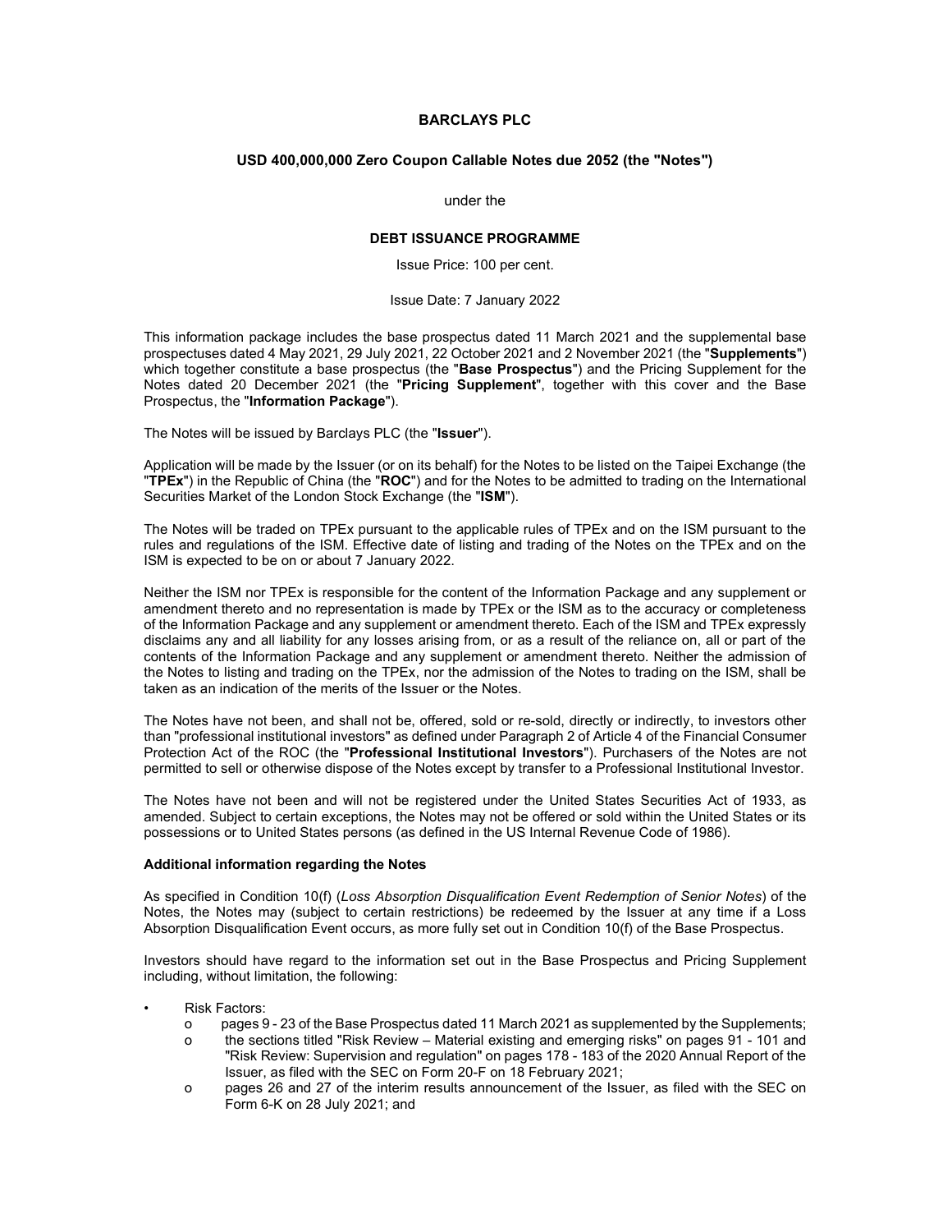# BARCLAYS PLC

## USD 400,000,000 Zero Coupon Callable Notes due 2052 (the "Notes")

under the

## DEBT ISSUANCE PROGRAMME

Issue Price: 100 per cent.

Issue Date: 7 January 2022

This information package includes the base prospectus dated 11 March 2021 and the supplemental base prospectuses dated 4 May 2021, 29 July 2021, 22 October 2021 and 2 November 2021 (the "**Supplements**") which together constitute a base prospectus (the "**Base Prospectus**") and the Pricing Supplement for the Notes dated 20 December 2021 (the "**Pricing Supplement**", together with this cover and the Base Prospectus, the "**Information Package**").

The Notes will be issued by Barclays PLC (the "**Issuer**").

Application will be made by the Issuer (or on its behalf) for the Notes to be listed on the Taipei Exchange (the "**TPEx**") in the Republic of China (the "**ROC**") and for the Notes to be admitted to trading on the International Securities Market of the London Stock Exchange (the "**ISM**").

The Notes will be traded on TPEx pursuant to the applicable rules of TPEx and on the ISM pursuant to the rules and regulations of the ISM. Effective date of listing and trading of the Notes on the TPEx and on the ISM is expected to be on or about 7 January 2022.

Neither the ISM nor TPEx is responsible for the content of the Information Package and any supplement or amendment thereto and no representation is made by TPEx or the ISM as to the accuracy or completeness of the Information Package and any supplement or amendment thereto. Each of the ISM and TPEx expressly disclaims any and all liability for any losses arising from, or as a result of the reliance on, all or part of the contents of the Information Package and any supplement or amendment thereto. Neither the admission of the Notes to listing and trading on the TPEx, nor the admission of the Notes to trading on the ISM, shall be taken as an indication of the merits of the Issuer or the Notes.

The Notes have not been, and shall not be, offered, sold or re-sold, directly or indirectly, to investors other than "professional institutional investors" as defined under Paragraph 2 of Article 4 of the Financial Consumer Protection Act of the ROC (the "**Professional Institutional Investors**"). Purchasers of the Notes are not permitted to sell or otherwise dispose of the Notes except by transfer to a Professional Institutional Investor.

The Notes have not been and will not be registered under the United States Securities Act of 1933, as amended. Subject to certain exceptions, the Notes may not be offered or sold within the United States or its possessions or to United States persons (as defined in the US Internal Revenue Code of 1986).

**Additional information regarding the Notes**

As specified in Condition 10(f) (*Loss Absorption Disqualification Event Redemption of Senior Notes*) of the Notes, the Notes may (subject to certain restrictions) be redeemed by the Issuer at any time if a Loss Absorption Disqualification Event occurs, as more fully set out in Condition 10(f) of the Base Prospectus.

Investors should have regard to the information set out in the Base Prospectus and Pricing Supplement including, without limitation, the following:

- Risk Factors:
  - pages 9 - 23 of the Base Prospectus dated 11 March 2021 as supplemented by the Supplements;
  - the sections titled "Risk Review – Material existing and emerging risks" on pages 91 - 101 and "Risk Review: Supervision and regulation" on pages 178 - 183 of the 2020 Annual Report of the Issuer, as filed with the SEC on Form 20-F on 18 February 2021;
  - pages 26 and 27 of the interim results announcement of the Issuer, as filed with the SEC on Form 6-K on 28 July 2021; and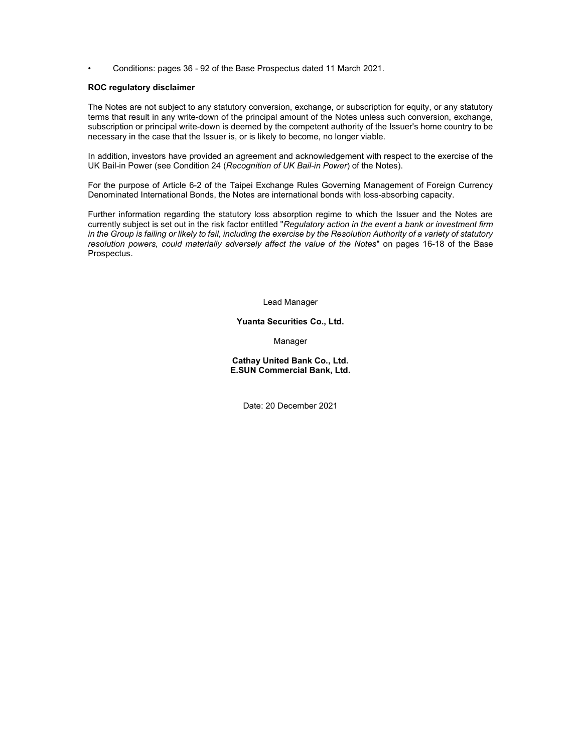- Conditions: pages 36 - 92 of the Base Prospectus dated 11 March 2021.

**ROC regulatory disclaimer**

The Notes are not subject to any statutory conversion, exchange, or subscription for equity, or any statutory terms that result in any write-down of the principal amount of the Notes unless such conversion, exchange, subscription or principal write-down is deemed by the competent authority of the Issuer's home country to be necessary in the case that the Issuer is, or is likely to become, no longer viable.

In addition, investors have provided an agreement and acknowledgement with respect to the exercise of the UK Bail-in Power (see Condition 24 (*Recognition of UK Bail-in Power*) of the Notes).

For the purpose of Article 6-2 of the Taipei Exchange Rules Governing Management of Foreign Currency Denominated International Bonds, the Notes are international bonds with loss-absorbing capacity.

Further information regarding the statutory loss absorption regime to which the Issuer and the Notes are currently subject is set out in the risk factor entitled "*Regulatory action in the event a bank or investment firm in the Group is failing or likely to fail, including the exercise by the Resolution Authority of a variety of statutory resolution powers, could materially adversely affect the value of the Notes*" on pages 16-18 of the Base Prospectus.

Lead Manager

**Yuanta Securities Co., Ltd.**

Manager

**Cathay United Bank Co., Ltd.**
**E.SUN Commercial Bank, Ltd.**

Date: 20 December 2021